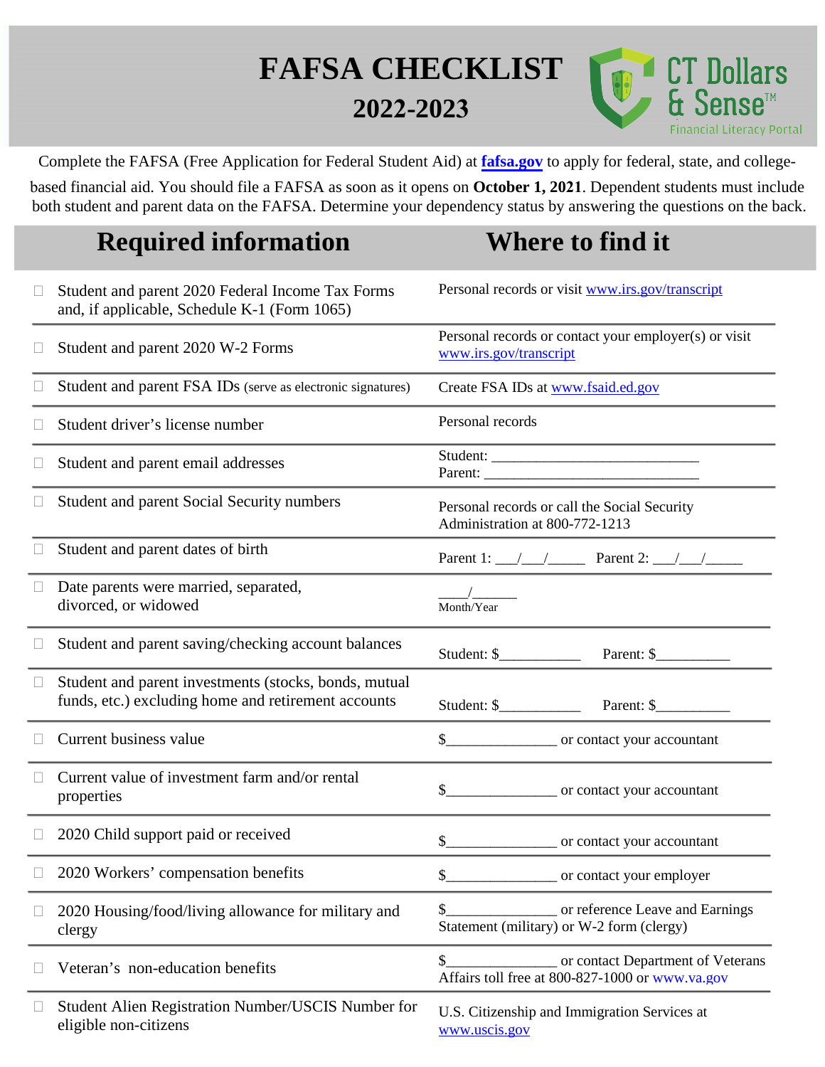# FAFSA CHECKLIST

## 2022-2023

CT Dollars & Sense™ Financial Literacy Portal

Complete the FAFSA (Free Application for Federal Student Aid) at **fafsa.gov** to apply for federal, state, and college-based financial aid. You should file a FAFSA as soon as it opens on **October 1, 2021**. Dependent students must include both student and parent data on the FAFSA. Determine your dependency status by answering the questions on the back.

| Required information | Where to find it |
|---|---|
| ☐ Student and parent 2020 Federal Income Tax Forms and, if applicable, Schedule K-1 (Form 1065) | Personal records or visit www.irs.gov/transcript |
| ☐ Student and parent 2020 W-2 Forms | Personal records or contact your employer(s) or visit www.irs.gov/transcript |
| ☐ Student and parent FSA IDs (serve as electronic signatures) | Create FSA IDs at www.fsaid.ed.gov |
| ☐ Student driver's license number | Personal records |
| ☐ Student and parent email addresses | Student: ____________________________ Parent: _____________________________ |
| ☐ Student and parent Social Security numbers | Personal records or call the Social Security Administration at 800-772-1213 |
| ☐ Student and parent dates of birth | Parent 1: ___/___/_____ Parent 2: ___/___/_____ |
| ☐ Date parents were married, separated, divorced, or widowed | ____/______ Month/Year |
| ☐ Student and parent saving/checking account balances | Student: $___________ Parent: $__________ |
| ☐ Student and parent investments (stocks, bonds, mutual funds, etc.) excluding home and retirement accounts | Student: $___________ Parent: $__________ |
| ☐ Current business value | $_______________ or contact your accountant |
| ☐ Current value of investment farm and/or rental properties | $_______________ or contact your accountant |
| ☐ 2020 Child support paid or received | $_______________ or contact your accountant |
| ☐ 2020 Workers' compensation benefits | $_______________ or contact your employer |
| ☐ 2020 Housing/food/living allowance for military and clergy | $_______________ or reference Leave and Earnings Statement (military) or W-2 form (clergy) |
| ☐ Veteran's non-education benefits | $_______________ or contact Department of Veterans Affairs toll free at 800-827-1000 or www.va.gov |
| ☐ Student Alien Registration Number/USCIS Number for eligible non-citizens | U.S. Citizenship and Immigration Services at www.uscis.gov |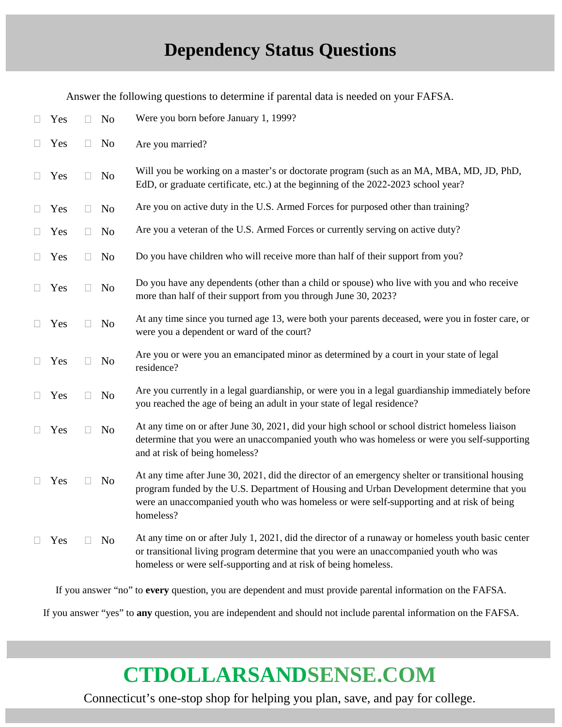# Dependency Status Questions

Answer the following questions to determine if parental data is needed on your FAFSA.

- ☐ Yes ☐ No Were you born before January 1, 1999?
- ☐ Yes ☐ No Are you married?
- ☐ Yes ☐ No Will you be working on a master's or doctorate program (such as an MA, MBA, MD, JD, PhD, EdD, or graduate certificate, etc.) at the beginning of the 2022-2023 school year?
- ☐ Yes ☐ No Are you on active duty in the U.S. Armed Forces for purposed other than training?
- ☐ Yes ☐ No Are you a veteran of the U.S. Armed Forces or currently serving on active duty?
- ☐ Yes ☐ No Do you have children who will receive more than half of their support from you?
- ☐ Yes ☐ No Do you have any dependents (other than a child or spouse) who live with you and who receive more than half of their support from you through June 30, 2023?
- ☐ Yes ☐ No At any time since you turned age 13, were both your parents deceased, were you in foster care, or were you a dependent or ward of the court?
- ☐ Yes ☐ No Are you or were you an emancipated minor as determined by a court in your state of legal residence?
- ☐ Yes ☐ No Are you currently in a legal guardianship, or were you in a legal guardianship immediately before you reached the age of being an adult in your state of legal residence?
- ☐ Yes ☐ No At any time on or after June 30, 2021, did your high school or school district homeless liaison determine that you were an unaccompanied youth who was homeless or were you self-supporting and at risk of being homeless?
- ☐ Yes ☐ No At any time after June 30, 2021, did the director of an emergency shelter or transitional housing program funded by the U.S. Department of Housing and Urban Development determine that you were an unaccompanied youth who was homeless or were self-supporting and at risk of being homeless?
- ☐ Yes ☐ No At any time on or after July 1, 2021, did the director of a runaway or homeless youth basic center or transitional living program determine that you were an unaccompanied youth who was homeless or were self-supporting and at risk of being homeless.

If you answer "no" to **every** question, you are dependent and must provide parental information on the FAFSA.

If you answer "yes" to **any** question, you are independent and should not include parental information on the FAFSA.

## CTDOLLARSANDSENSE.COM

Connecticut's one-stop shop for helping you plan, save, and pay for college.